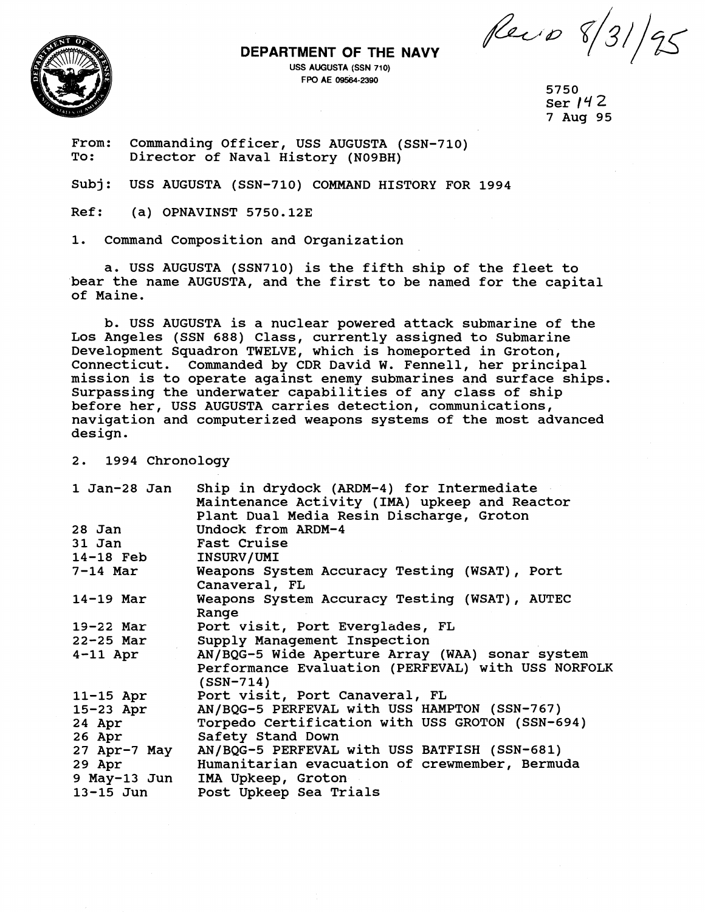Rec'd 8/31/95

**DEPARTMENT OF THE NAVY**
USS AUGUSTA (SSN 710)
FPO AE 09564-2390

5750
Ser 142
7 Aug 95

From: Commanding Officer, USS AUGUSTA (SSN-710)
To: Director of Naval History (N09BH)

Subj: USS AUGUSTA (SSN-710) COMMAND HISTORY FOR 1994

Ref: (a) OPNAVINST 5750.12E

1. Command Composition and Organization

a. USS AUGUSTA (SSN710) is the fifth ship of the fleet to bear the name AUGUSTA, and the first to be named for the capital of Maine.

b. USS AUGUSTA is a nuclear powered attack submarine of the Los Angeles (SSN 688) Class, currently assigned to Submarine Development Squadron TWELVE, which is homeported in Groton, Connecticut. Commanded by CDR David W. Fennell, her principal mission is to operate against enemy submarines and surface ships. Surpassing the underwater capabilities of any class of ship before her, USS AUGUSTA carries detection, communications, navigation and computerized weapons systems of the most advanced design.

2. 1994 Chronology

| | |
|---|---|
| 1 Jan-28 Jan | Ship in drydock (ARDM-4) for Intermediate Maintenance Activity (IMA) upkeep and Reactor Plant Dual Media Resin Discharge, Groton |
| 28 Jan | Undock from ARDM-4 |
| 31 Jan | Fast Cruise |
| 14-18 Feb | INSURV/UMI |
| 7-14 Mar | Weapons System Accuracy Testing (WSAT), Port Canaveral, FL |
| 14-19 Mar | Weapons System Accuracy Testing (WSAT), AUTEC Range |
| 19-22 Mar | Port visit, Port Everglades, FL |
| 22-25 Mar | Supply Management Inspection |
| 4-11 Apr | AN/BQG-5 Wide Aperture Array (WAA) sonar system Performance Evaluation (PERFEVAL) with USS NORFOLK (SSN-714) |
| 11-15 Apr | Port visit, Port Canaveral, FL |
| 15-23 Apr | AN/BQG-5 PERFEVAL with USS HAMPTON (SSN-767) |
| 24 Apr | Torpedo Certification with USS GROTON (SSN-694) |
| 26 Apr | Safety Stand Down |
| 27 Apr-7 May | AN/BQG-5 PERFEVAL with USS BATFISH (SSN-681) |
| 29 Apr | Humanitarian evacuation of crewmember, Bermuda |
| 9 May-13 Jun | IMA Upkeep, Groton |
| 13-15 Jun | Post Upkeep Sea Trials |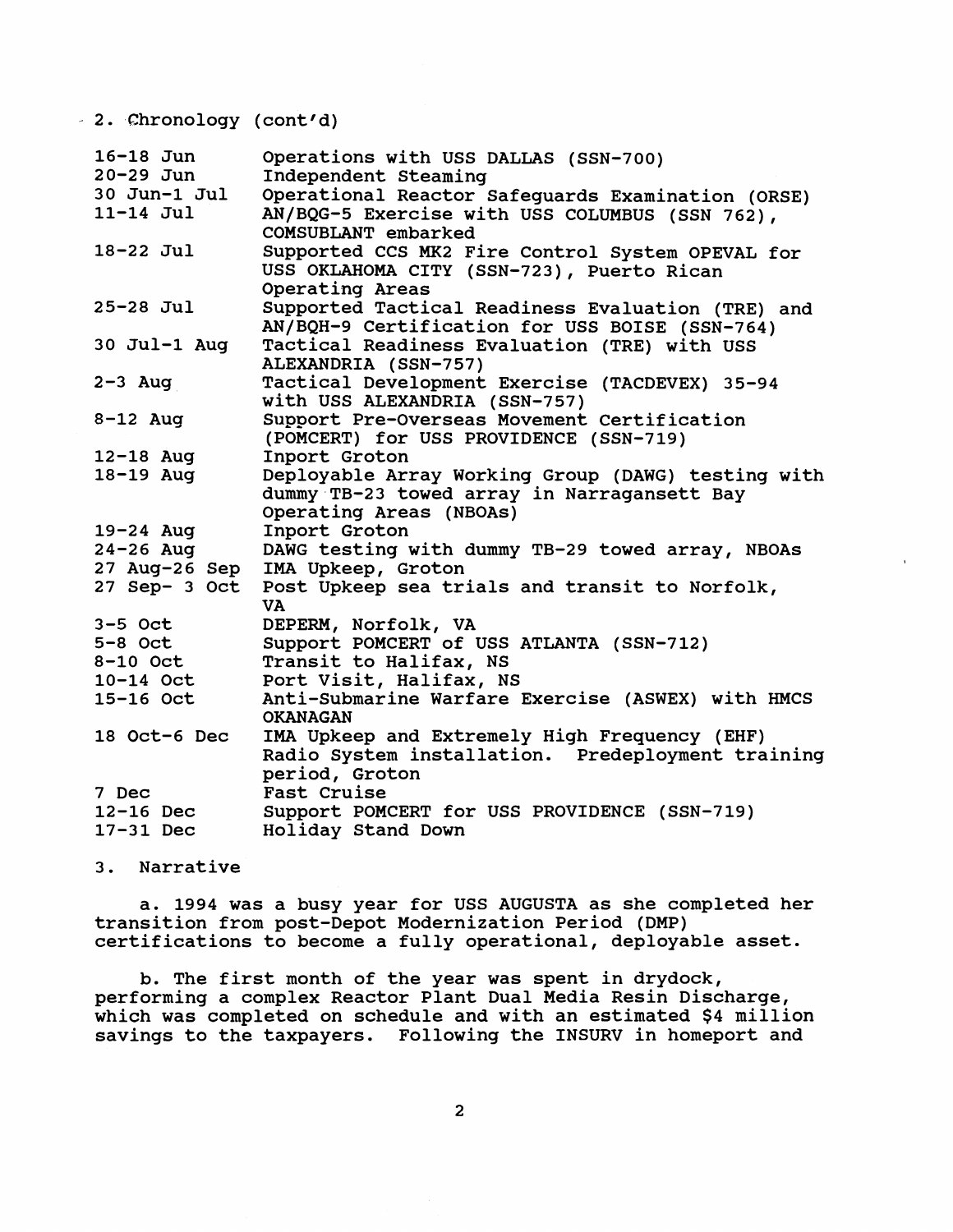2. Chronology (cont'd)

| | |
|---|---|
| 16-18 Jun | Operations with USS DALLAS (SSN-700) |
| 20-29 Jun | Independent Steaming |
| 30 Jun-1 Jul | Operational Reactor Safeguards Examination (ORSE) |
| 11-14 Jul | AN/BQG-5 Exercise with USS COLUMBUS (SSN 762), COMSUBLANT embarked |
| 18-22 Jul | Supported CCS MK2 Fire Control System OPEVAL for USS OKLAHOMA CITY (SSN-723), Puerto Rican Operating Areas |
| 25-28 Jul | Supported Tactical Readiness Evaluation (TRE) and AN/BQH-9 Certification for USS BOISE (SSN-764) |
| 30 Jul-1 Aug | Tactical Readiness Evaluation (TRE) with USS ALEXANDRIA (SSN-757) |
| 2-3 Aug | Tactical Development Exercise (TACDEVEX) 35-94 with USS ALEXANDRIA (SSN-757) |
| 8-12 Aug | Support Pre-Overseas Movement Certification (POMCERT) for USS PROVIDENCE (SSN-719) |
| 12-18 Aug | Inport Groton |
| 18-19 Aug | Deployable Array Working Group (DAWG) testing with dummy TB-23 towed array in Narragansett Bay Operating Areas (NBOAs) |
| 19-24 Aug | Inport Groton |
| 24-26 Aug | DAWG testing with dummy TB-29 towed array, NBOAs |
| 27 Aug-26 Sep | IMA Upkeep, Groton |
| 27 Sep- 3 Oct | Post Upkeep sea trials and transit to Norfolk, VA |
| 3-5 Oct | DEPERM, Norfolk, VA |
| 5-8 Oct | Support POMCERT of USS ATLANTA (SSN-712) |
| 8-10 Oct | Transit to Halifax, NS |
| 10-14 Oct | Port Visit, Halifax, NS |
| 15-16 Oct | Anti-Submarine Warfare Exercise (ASWEX) with HMCS OKANAGAN |
| 18 Oct-6 Dec | IMA Upkeep and Extremely High Frequency (EHF) Radio System installation. Predeployment training period, Groton |
| 7 Dec | Fast Cruise |
| 12-16 Dec | Support POMCERT for USS PROVIDENCE (SSN-719) |
| 17-31 Dec | Holiday Stand Down |

3. Narrative

a. 1994 was a busy year for USS AUGUSTA as she completed her transition from post-Depot Modernization Period (DMP) certifications to become a fully operational, deployable asset.

b. The first month of the year was spent in drydock, performing a complex Reactor Plant Dual Media Resin Discharge, which was completed on schedule and with an estimated $4 million savings to the taxpayers. Following the INSURV in homeport and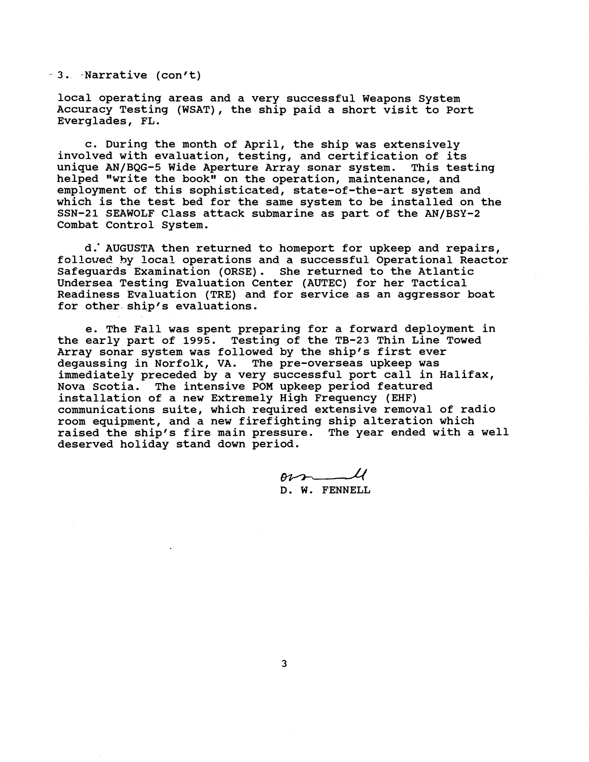3. Narrative (con't)

local operating areas and a very successful Weapons System Accuracy Testing (WSAT), the ship paid a short visit to Port Everglades, FL.

c. During the month of April, the ship was extensively involved with evaluation, testing, and certification of its unique AN/BQG-5 Wide Aperture Array sonar system. This testing helped "write the book" on the operation, maintenance, and employment of this sophisticated, state-of-the-art system and which is the test bed for the same system to be installed on the SSN-21 SEAWOLF Class attack submarine as part of the AN/BSY-2 Combat Control System.

d. AUGUSTA then returned to homeport for upkeep and repairs, followed by local operations and a successful Operational Reactor Safeguards Examination (ORSE). She returned to the Atlantic Undersea Testing Evaluation Center (AUTEC) for her Tactical Readiness Evaluation (TRE) and for service as an aggressor boat for other ship's evaluations.

e. The Fall was spent preparing for a forward deployment in the early part of 1995. Testing of the TB-23 Thin Line Towed Array sonar system was followed by the ship's first ever degaussing in Norfolk, VA. The pre-overseas upkeep was immediately preceded by a very successful port call in Halifax, Nova Scotia. The intensive POM upkeep period featured installation of a new Extremely High Frequency (EHF) communications suite, which required extensive removal of radio room equipment, and a new firefighting ship alteration which raised the ship's fire main pressure. The year ended with a well deserved holiday stand down period.

D. W. FENNELL